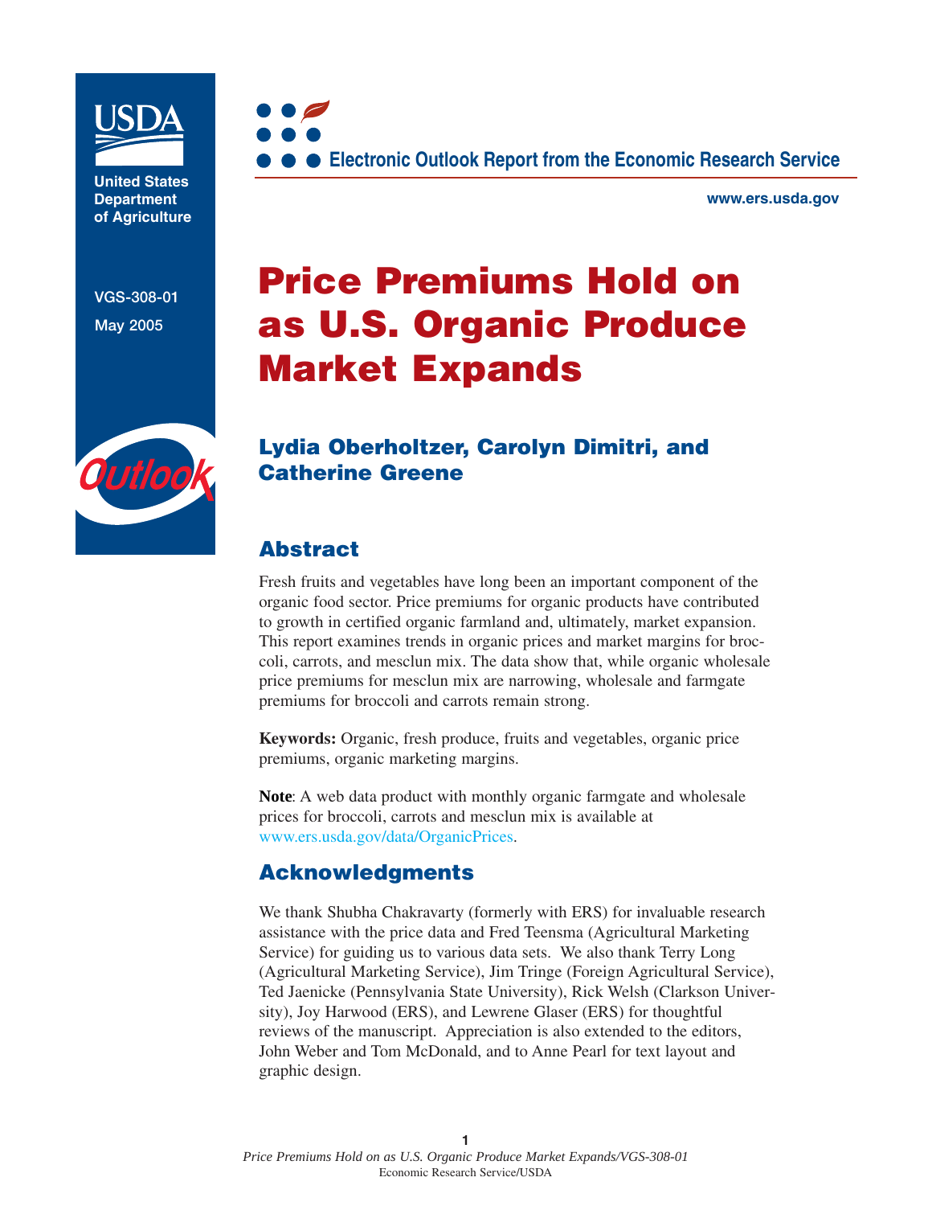United States Department of Agriculture

VGS-308-01

May 2005

Electronic Outlook Report from the Economic Research Service

www.ers.usda.gov

# Price Premiums Hold on as U.S. Organic Produce Market Expands

### Lydia Oberholtzer, Carolyn Dimitri, and Catherine Greene

## Abstract

Fresh fruits and vegetables have long been an important component of the organic food sector. Price premiums for organic products have contributed to growth in certified organic farmland and, ultimately, market expansion. This report examines trends in organic prices and market margins for broccoli, carrots, and mesclun mix. The data show that, while organic wholesale price premiums for mesclun mix are narrowing, wholesale and farmgate premiums for broccoli and carrots remain strong.

**Keywords:** Organic, fresh produce, fruits and vegetables, organic price premiums, organic marketing margins.

**Note**: A web data product with monthly organic farmgate and wholesale prices for broccoli, carrots and mesclun mix is available at www.ers.usda.gov/data/OrganicPrices.

## Acknowledgments

We thank Shubha Chakravarty (formerly with ERS) for invaluable research assistance with the price data and Fred Teensma (Agricultural Marketing Service) for guiding us to various data sets. We also thank Terry Long (Agricultural Marketing Service), Jim Tringe (Foreign Agricultural Service), Ted Jaenicke (Pennsylvania State University), Rick Welsh (Clarkson University), Joy Harwood (ERS), and Lewrene Glaser (ERS) for thoughtful reviews of the manuscript. Appreciation is also extended to the editors, John Weber and Tom McDonald, and to Anne Pearl for text layout and graphic design.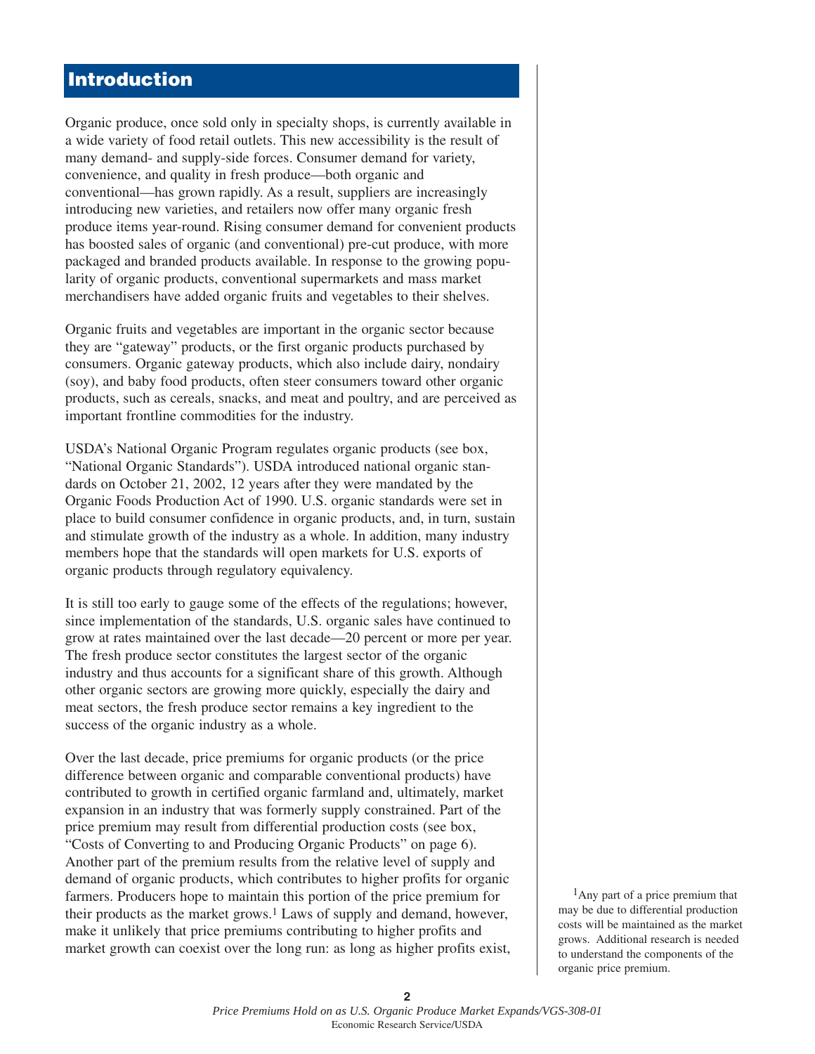## Introduction

Organic produce, once sold only in specialty shops, is currently available in a wide variety of food retail outlets. This new accessibility is the result of many demand- and supply-side forces. Consumer demand for variety, convenience, and quality in fresh produce—both organic and conventional—has grown rapidly. As a result, suppliers are increasingly introducing new varieties, and retailers now offer many organic fresh produce items year-round. Rising consumer demand for convenient products has boosted sales of organic (and conventional) pre-cut produce, with more packaged and branded products available. In response to the growing popularity of organic products, conventional supermarkets and mass market merchandisers have added organic fruits and vegetables to their shelves.

Organic fruits and vegetables are important in the organic sector because they are "gateway" products, or the first organic products purchased by consumers. Organic gateway products, which also include dairy, nondairy (soy), and baby food products, often steer consumers toward other organic products, such as cereals, snacks, and meat and poultry, and are perceived as important frontline commodities for the industry.

USDA's National Organic Program regulates organic products (see box, "National Organic Standards"). USDA introduced national organic standards on October 21, 2002, 12 years after they were mandated by the Organic Foods Production Act of 1990. U.S. organic standards were set in place to build consumer confidence in organic products, and, in turn, sustain and stimulate growth of the industry as a whole. In addition, many industry members hope that the standards will open markets for U.S. exports of organic products through regulatory equivalency.

It is still too early to gauge some of the effects of the regulations; however, since implementation of the standards, U.S. organic sales have continued to grow at rates maintained over the last decade—20 percent or more per year. The fresh produce sector constitutes the largest sector of the organic industry and thus accounts for a significant share of this growth. Although other organic sectors are growing more quickly, especially the dairy and meat sectors, the fresh produce sector remains a key ingredient to the success of the organic industry as a whole.

Over the last decade, price premiums for organic products (or the price difference between organic and comparable conventional products) have contributed to growth in certified organic farmland and, ultimately, market expansion in an industry that was formerly supply constrained. Part of the price premium may result from differential production costs (see box, "Costs of Converting to and Producing Organic Products" on page 6). Another part of the premium results from the relative level of supply and demand of organic products, which contributes to higher profits for organic farmers. Producers hope to maintain this portion of the price premium for their products as the market grows.[1] Laws of supply and demand, however, make it unlikely that price premiums contributing to higher profits and market growth can coexist over the long run: as long as higher profits exist,

[1]Any part of a price premium that may be due to differential production costs will be maintained as the market grows. Additional research is needed to understand the components of the organic price premium.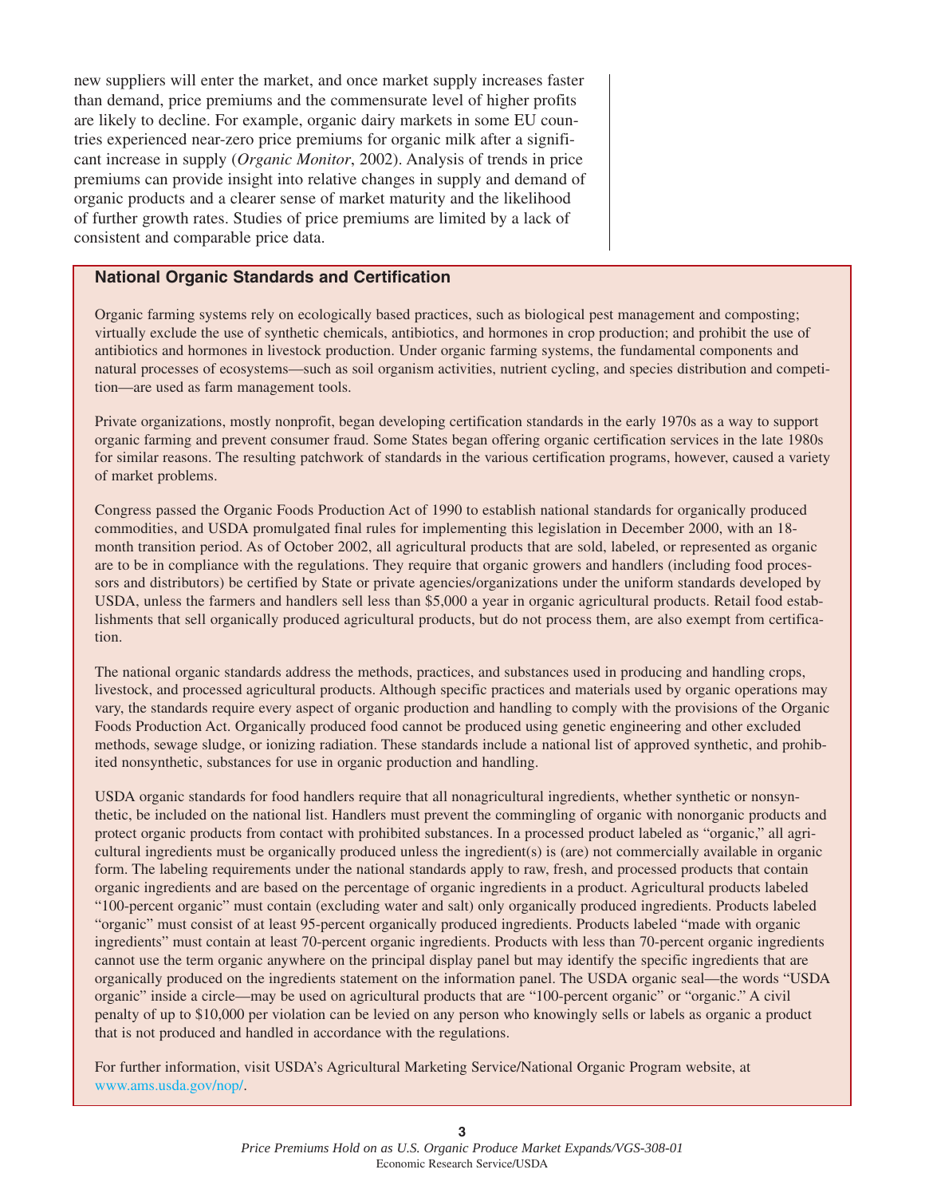new suppliers will enter the market, and once market supply increases faster than demand, price premiums and the commensurate level of higher profits are likely to decline. For example, organic dairy markets in some EU countries experienced near-zero price premiums for organic milk after a significant increase in supply (*Organic Monitor*, 2002). Analysis of trends in price premiums can provide insight into relative changes in supply and demand of organic products and a clearer sense of market maturity and the likelihood of further growth rates. Studies of price premiums are limited by a lack of consistent and comparable price data.

### National Organic Standards and Certification

Organic farming systems rely on ecologically based practices, such as biological pest management and composting; virtually exclude the use of synthetic chemicals, antibiotics, and hormones in crop production; and prohibit the use of antibiotics and hormones in livestock production. Under organic farming systems, the fundamental components and natural processes of ecosystems—such as soil organism activities, nutrient cycling, and species distribution and competition—are used as farm management tools.

Private organizations, mostly nonprofit, began developing certification standards in the early 1970s as a way to support organic farming and prevent consumer fraud. Some States began offering organic certification services in the late 1980s for similar reasons. The resulting patchwork of standards in the various certification programs, however, caused a variety of market problems.

Congress passed the Organic Foods Production Act of 1990 to establish national standards for organically produced commodities, and USDA promulgated final rules for implementing this legislation in December 2000, with an 18-month transition period. As of October 2002, all agricultural products that are sold, labeled, or represented as organic are to be in compliance with the regulations. They require that organic growers and handlers (including food processors and distributors) be certified by State or private agencies/organizations under the uniform standards developed by USDA, unless the farmers and handlers sell less than $5,000 a year in organic agricultural products. Retail food establishments that sell organically produced agricultural products, but do not process them, are also exempt from certification.

The national organic standards address the methods, practices, and substances used in producing and handling crops, livestock, and processed agricultural products. Although specific practices and materials used by organic operations may vary, the standards require every aspect of organic production and handling to comply with the provisions of the Organic Foods Production Act. Organically produced food cannot be produced using genetic engineering and other excluded methods, sewage sludge, or ionizing radiation. These standards include a national list of approved synthetic, and prohibited nonsynthetic, substances for use in organic production and handling.

USDA organic standards for food handlers require that all nonagricultural ingredients, whether synthetic or nonsynthetic, be included on the national list. Handlers must prevent the commingling of organic with nonorganic products and protect organic products from contact with prohibited substances. In a processed product labeled as "organic," all agricultural ingredients must be organically produced unless the ingredient(s) is (are) not commercially available in organic form. The labeling requirements under the national standards apply to raw, fresh, and processed products that contain organic ingredients and are based on the percentage of organic ingredients in a product. Agricultural products labeled "100-percent organic" must contain (excluding water and salt) only organically produced ingredients. Products labeled "organic" must consist of at least 95-percent organically produced ingredients. Products labeled "made with organic ingredients" must contain at least 70-percent organic ingredients. Products with less than 70-percent organic ingredients cannot use the term organic anywhere on the principal display panel but may identify the specific ingredients that are organically produced on the ingredients statement on the information panel. The USDA organic seal—the words "USDA organic" inside a circle—may be used on agricultural products that are "100-percent organic" or "organic." A civil penalty of up to $10,000 per violation can be levied on any person who knowingly sells or labels as organic a product that is not produced and handled in accordance with the regulations.

For further information, visit USDA's Agricultural Marketing Service/National Organic Program website, at www.ams.usda.gov/nop/.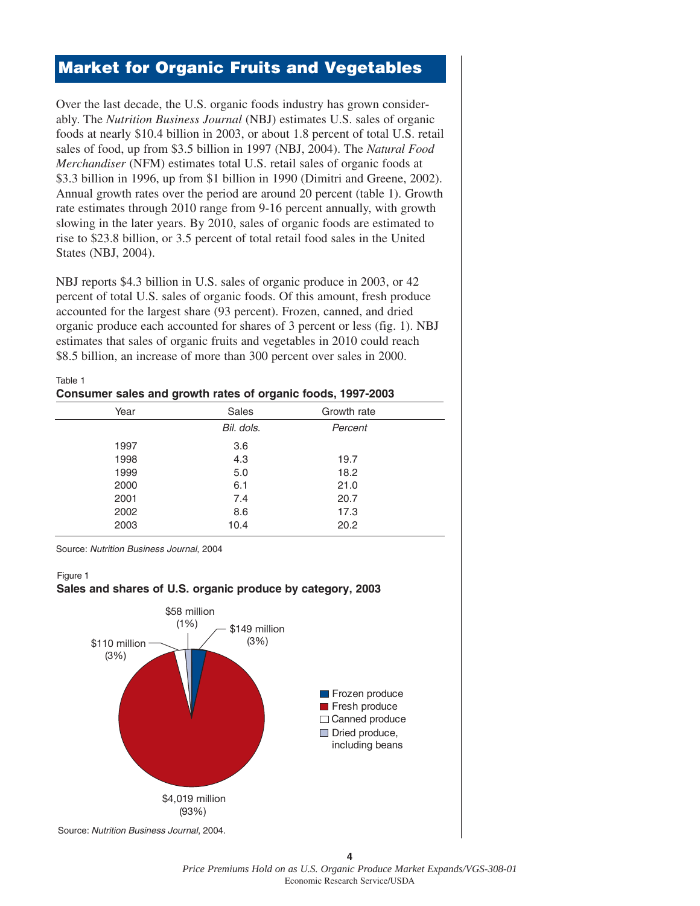## Market for Organic Fruits and Vegetables

Over the last decade, the U.S. organic foods industry has grown considerably. The *Nutrition Business Journal* (NBJ) estimates U.S. sales of organic foods at nearly $10.4 billion in 2003, or about 1.8 percent of total U.S. retail sales of food, up from $3.5 billion in 1997 (NBJ, 2004). The *Natural Food Merchandiser* (NFM) estimates total U.S. retail sales of organic foods at $3.3 billion in 1996, up from $1 billion in 1990 (Dimitri and Greene, 2002). Annual growth rates over the period are around 20 percent (table 1). Growth rate estimates through 2010 range from 9-16 percent annually, with growth slowing in the later years. By 2010, sales of organic foods are estimated to rise to $23.8 billion, or 3.5 percent of total retail food sales in the United States (NBJ, 2004).

NBJ reports $4.3 billion in U.S. sales of organic produce in 2003, or 42 percent of total U.S. sales of organic foods. Of this amount, fresh produce accounted for the largest share (93 percent). Frozen, canned, and dried organic produce each accounted for shares of 3 percent or less (fig. 1). NBJ estimates that sales of organic fruits and vegetables in 2010 could reach $8.5 billion, an increase of more than 300 percent over sales in 2000.

Table 1
**Consumer sales and growth rates of organic foods, 1997-2003**

| Year | Sales | Growth rate |
|---|---|---|
| | *Bil. dols.* | *Percent* |
| 1997 | 3.6 | |
| 1998 | 4.3 | 19.7 |
| 1999 | 5.0 | 18.2 |
| 2000 | 6.1 | 21.0 |
| 2001 | 7.4 | 20.7 |
| 2002 | 8.6 | 17.3 |
| 2003 | 10.4 | 20.2 |

Source: *Nutrition Business Journal*, 2004

Figure 1
**Sales and shares of U.S. organic produce by category, 2003**

| Category | Sales | Share |
|---|---|---|
| Frozen produce | $149 million | (3%) |
| Fresh produce | $4,019 million | (93%) |
| Canned produce | $110 million | (3%) |
| Dried produce, including beans | $58 million | (1%) |

Source: *Nutrition Business Journal*, 2004.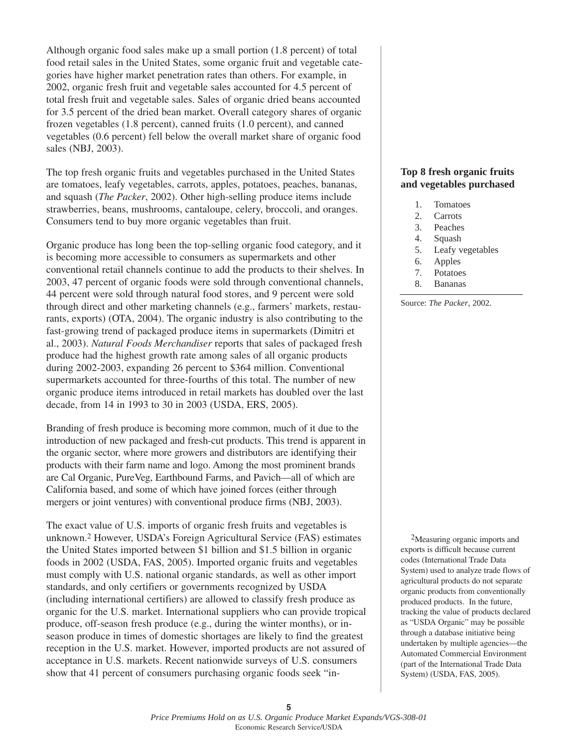Although organic food sales make up a small portion (1.8 percent) of total food retail sales in the United States, some organic fruit and vegetable categories have higher market penetration rates than others. For example, in 2002, organic fresh fruit and vegetable sales accounted for 4.5 percent of total fresh fruit and vegetable sales. Sales of organic dried beans accounted for 3.5 percent of the dried bean market. Overall category shares of organic frozen vegetables (1.8 percent), canned fruits (1.0 percent), and canned vegetables (0.6 percent) fell below the overall market share of organic food sales (NBJ, 2003).

The top fresh organic fruits and vegetables purchased in the United States are tomatoes, leafy vegetables, carrots, apples, potatoes, peaches, bananas, and squash (*The Packer*, 2002). Other high-selling produce items include strawberries, beans, mushrooms, cantaloupe, celery, broccoli, and oranges. Consumers tend to buy more organic vegetables than fruit.

**Top 8 fresh organic fruits and vegetables purchased**

1. Tomatoes
2. Carrots
3. Peaches
4. Squash
5. Leafy vegetables
6. Apples
7. Potatoes
8. Bananas

Source: *The Packer*, 2002.

Organic produce has long been the top-selling organic food category, and it is becoming more accessible to consumers as supermarkets and other conventional retail channels continue to add the products to their shelves. In 2003, 47 percent of organic foods were sold through conventional channels, 44 percent were sold through natural food stores, and 9 percent were sold through direct and other marketing channels (e.g., farmers' markets, restaurants, exports) (OTA, 2004). The organic industry is also contributing to the fast-growing trend of packaged produce items in supermarkets (Dimitri et al., 2003). *Natural Foods Merchandiser* reports that sales of packaged fresh produce had the highest growth rate among sales of all organic products during 2002-2003, expanding 26 percent to $364 million. Conventional supermarkets accounted for three-fourths of this total. The number of new organic produce items introduced in retail markets has doubled over the last decade, from 14 in 1993 to 30 in 2003 (USDA, ERS, 2005).

Branding of fresh produce is becoming more common, much of it due to the introduction of new packaged and fresh-cut products. This trend is apparent in the organic sector, where more growers and distributors are identifying their products with their farm name and logo. Among the most prominent brands are Cal Organic, PureVeg, Earthbound Farms, and Pavich—all of which are California based, and some of which have joined forces (either through mergers or joint ventures) with conventional produce firms (NBJ, 2003).

The exact value of U.S. imports of organic fresh fruits and vegetables is unknown.[2] However, USDA's Foreign Agricultural Service (FAS) estimates the United States imported between $1 billion and $1.5 billion in organic foods in 2002 (USDA, FAS, 2005). Imported organic fruits and vegetables must comply with U.S. national organic standards, as well as other import standards, and only certifiers or governments recognized by USDA (including international certifiers) are allowed to classify fresh produce as organic for the U.S. market. International suppliers who can provide tropical produce, off-season fresh produce (e.g., during the winter months), or in-season produce in times of domestic shortages are likely to find the greatest reception in the U.S. market. However, imported products are not assured of acceptance in U.S. markets. Recent nationwide surveys of U.S. consumers show that 41 percent of consumers purchasing organic foods seek "in-

[2] Measuring organic imports and exports is difficult because current codes (International Trade Data System) used to analyze trade flows of agricultural products do not separate organic products from conventionally produced products. In the future, tracking the value of products declared as "USDA Organic" may be possible through a database initiative being undertaken by multiple agencies—the Automated Commercial Environment (part of the International Trade Data System) (USDA, FAS, 2005).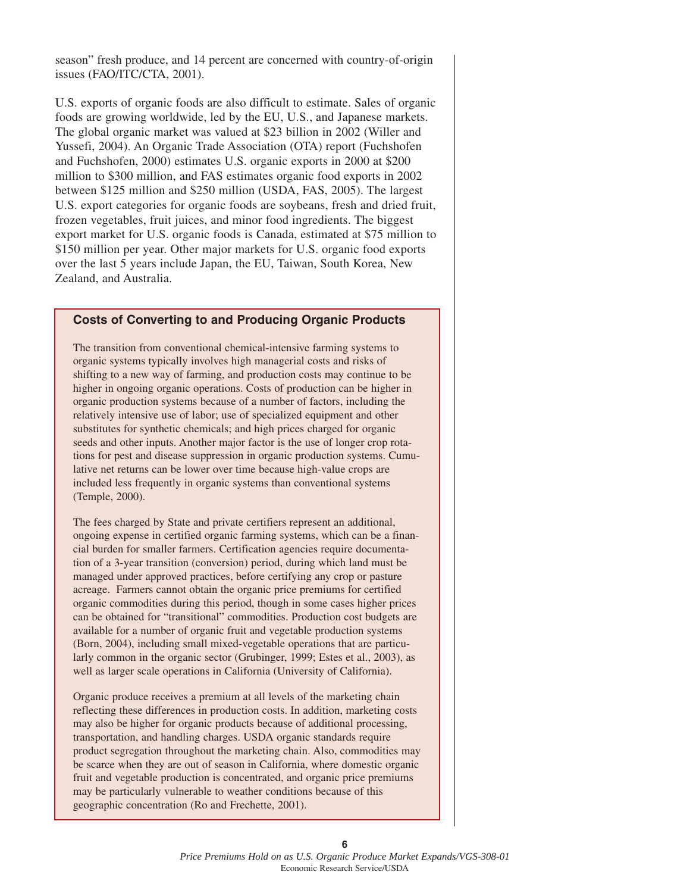season" fresh produce, and 14 percent are concerned with country-of-origin issues (FAO/ITC/CTA, 2001).

U.S. exports of organic foods are also difficult to estimate. Sales of organic foods are growing worldwide, led by the EU, U.S., and Japanese markets. The global organic market was valued at $23 billion in 2002 (Willer and Yussefi, 2004). An Organic Trade Association (OTA) report (Fuchshofen and Fuchshofen, 2000) estimates U.S. organic exports in 2000 at $200 million to $300 million, and FAS estimates organic food exports in 2002 between $125 million and $250 million (USDA, FAS, 2005). The largest U.S. export categories for organic foods are soybeans, fresh and dried fruit, frozen vegetables, fruit juices, and minor food ingredients. The biggest export market for U.S. organic foods is Canada, estimated at $75 million to $150 million per year. Other major markets for U.S. organic food exports over the last 5 years include Japan, the EU, Taiwan, South Korea, New Zealand, and Australia.

### Costs of Converting to and Producing Organic Products

The transition from conventional chemical-intensive farming systems to organic systems typically involves high managerial costs and risks of shifting to a new way of farming, and production costs may continue to be higher in ongoing organic operations. Costs of production can be higher in organic production systems because of a number of factors, including the relatively intensive use of labor; use of specialized equipment and other substitutes for synthetic chemicals; and high prices charged for organic seeds and other inputs. Another major factor is the use of longer crop rotations for pest and disease suppression in organic production systems. Cumulative net returns can be lower over time because high-value crops are included less frequently in organic systems than conventional systems (Temple, 2000).

The fees charged by State and private certifiers represent an additional, ongoing expense in certified organic farming systems, which can be a financial burden for smaller farmers. Certification agencies require documentation of a 3-year transition (conversion) period, during which land must be managed under approved practices, before certifying any crop or pasture acreage. Farmers cannot obtain the organic price premiums for certified organic commodities during this period, though in some cases higher prices can be obtained for "transitional" commodities. Production cost budgets are available for a number of organic fruit and vegetable production systems (Born, 2004), including small mixed-vegetable operations that are particularly common in the organic sector (Grubinger, 1999; Estes et al., 2003), as well as larger scale operations in California (University of California).

Organic produce receives a premium at all levels of the marketing chain reflecting these differences in production costs. In addition, marketing costs may also be higher for organic products because of additional processing, transportation, and handling charges. USDA organic standards require product segregation throughout the marketing chain. Also, commodities may be scarce when they are out of season in California, where domestic organic fruit and vegetable production is concentrated, and organic price premiums may be particularly vulnerable to weather conditions because of this geographic concentration (Ro and Frechette, 2001).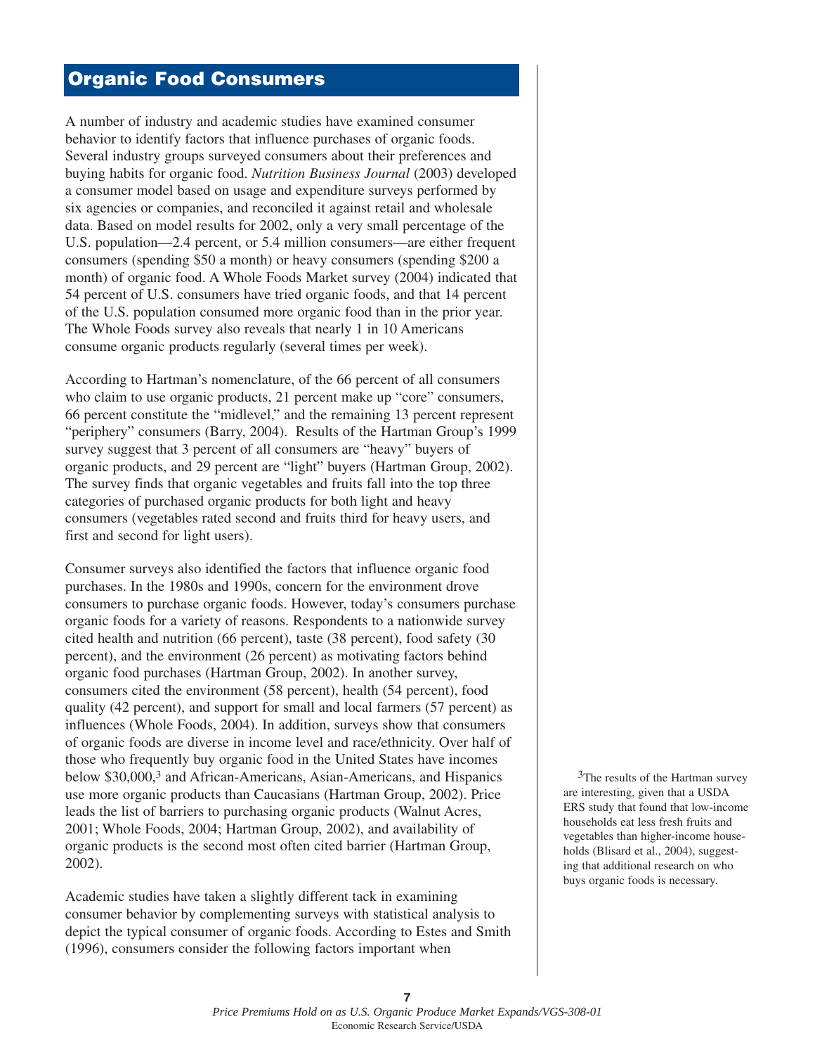## Organic Food Consumers

A number of industry and academic studies have examined consumer behavior to identify factors that influence purchases of organic foods. Several industry groups surveyed consumers about their preferences and buying habits for organic food. *Nutrition Business Journal* (2003) developed a consumer model based on usage and expenditure surveys performed by six agencies or companies, and reconciled it against retail and wholesale data. Based on model results for 2002, only a very small percentage of the U.S. population—2.4 percent, or 5.4 million consumers—are either frequent consumers (spending $50 a month) or heavy consumers (spending $200 a month) of organic food. A Whole Foods Market survey (2004) indicated that 54 percent of U.S. consumers have tried organic foods, and that 14 percent of the U.S. population consumed more organic food than in the prior year. The Whole Foods survey also reveals that nearly 1 in 10 Americans consume organic products regularly (several times per week).

According to Hartman's nomenclature, of the 66 percent of all consumers who claim to use organic products, 21 percent make up "core" consumers, 66 percent constitute the "midlevel," and the remaining 13 percent represent "periphery" consumers (Barry, 2004). Results of the Hartman Group's 1999 survey suggest that 3 percent of all consumers are "heavy" buyers of organic products, and 29 percent are "light" buyers (Hartman Group, 2002). The survey finds that organic vegetables and fruits fall into the top three categories of purchased organic products for both light and heavy consumers (vegetables rated second and fruits third for heavy users, and first and second for light users).

Consumer surveys also identified the factors that influence organic food purchases. In the 1980s and 1990s, concern for the environment drove consumers to purchase organic foods. However, today's consumers purchase organic foods for a variety of reasons. Respondents to a nationwide survey cited health and nutrition (66 percent), taste (38 percent), food safety (30 percent), and the environment (26 percent) as motivating factors behind organic food purchases (Hartman Group, 2002). In another survey, consumers cited the environment (58 percent), health (54 percent), food quality (42 percent), and support for small and local farmers (57 percent) as influences (Whole Foods, 2004). In addition, surveys show that consumers of organic foods are diverse in income level and race/ethnicity. Over half of those who frequently buy organic food in the United States have incomes below $30,000,[3] and African-Americans, Asian-Americans, and Hispanics use more organic products than Caucasians (Hartman Group, 2002). Price leads the list of barriers to purchasing organic products (Walnut Acres, 2001; Whole Foods, 2004; Hartman Group, 2002), and availability of organic products is the second most often cited barrier (Hartman Group, 2002).

Academic studies have taken a slightly different tack in examining consumer behavior by complementing surveys with statistical analysis to depict the typical consumer of organic foods. According to Estes and Smith (1996), consumers consider the following factors important when

[3]The results of the Hartman survey are interesting, given that a USDA ERS study that found that low-income households eat less fresh fruits and vegetables than higher-income households (Blisard et al., 2004), suggesting that additional research on who buys organic foods is necessary.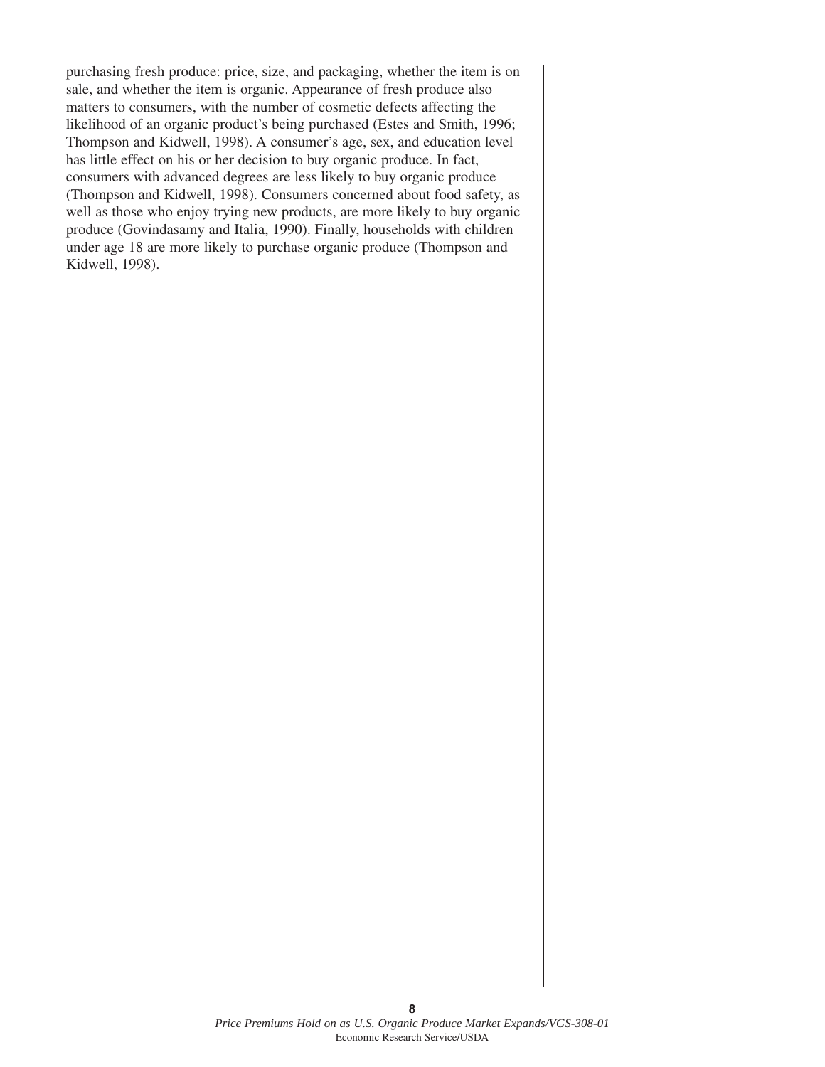purchasing fresh produce: price, size, and packaging, whether the item is on sale, and whether the item is organic. Appearance of fresh produce also matters to consumers, with the number of cosmetic defects affecting the likelihood of an organic product's being purchased (Estes and Smith, 1996; Thompson and Kidwell, 1998). A consumer's age, sex, and education level has little effect on his or her decision to buy organic produce. In fact, consumers with advanced degrees are less likely to buy organic produce (Thompson and Kidwell, 1998). Consumers concerned about food safety, as well as those who enjoy trying new products, are more likely to buy organic produce (Govindasamy and Italia, 1990). Finally, households with children under age 18 are more likely to purchase organic produce (Thompson and Kidwell, 1998).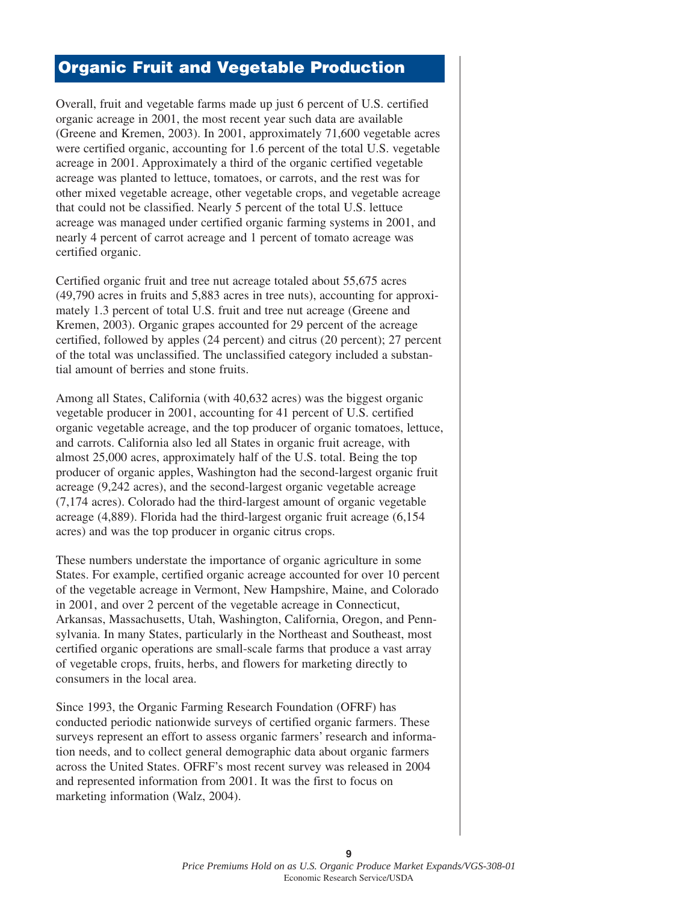## Organic Fruit and Vegetable Production

Overall, fruit and vegetable farms made up just 6 percent of U.S. certified organic acreage in 2001, the most recent year such data are available (Greene and Kremen, 2003). In 2001, approximately 71,600 vegetable acres were certified organic, accounting for 1.6 percent of the total U.S. vegetable acreage in 2001. Approximately a third of the organic certified vegetable acreage was planted to lettuce, tomatoes, or carrots, and the rest was for other mixed vegetable acreage, other vegetable crops, and vegetable acreage that could not be classified. Nearly 5 percent of the total U.S. lettuce acreage was managed under certified organic farming systems in 2001, and nearly 4 percent of carrot acreage and 1 percent of tomato acreage was certified organic.

Certified organic fruit and tree nut acreage totaled about 55,675 acres (49,790 acres in fruits and 5,883 acres in tree nuts), accounting for approximately 1.3 percent of total U.S. fruit and tree nut acreage (Greene and Kremen, 2003). Organic grapes accounted for 29 percent of the acreage certified, followed by apples (24 percent) and citrus (20 percent); 27 percent of the total was unclassified. The unclassified category included a substantial amount of berries and stone fruits.

Among all States, California (with 40,632 acres) was the biggest organic vegetable producer in 2001, accounting for 41 percent of U.S. certified organic vegetable acreage, and the top producer of organic tomatoes, lettuce, and carrots. California also led all States in organic fruit acreage, with almost 25,000 acres, approximately half of the U.S. total. Being the top producer of organic apples, Washington had the second-largest organic fruit acreage (9,242 acres), and the second-largest organic vegetable acreage (7,174 acres). Colorado had the third-largest amount of organic vegetable acreage (4,889). Florida had the third-largest organic fruit acreage (6,154 acres) and was the top producer in organic citrus crops.

These numbers understate the importance of organic agriculture in some States. For example, certified organic acreage accounted for over 10 percent of the vegetable acreage in Vermont, New Hampshire, Maine, and Colorado in 2001, and over 2 percent of the vegetable acreage in Connecticut, Arkansas, Massachusetts, Utah, Washington, California, Oregon, and Pennsylvania. In many States, particularly in the Northeast and Southeast, most certified organic operations are small-scale farms that produce a vast array of vegetable crops, fruits, herbs, and flowers for marketing directly to consumers in the local area.

Since 1993, the Organic Farming Research Foundation (OFRF) has conducted periodic nationwide surveys of certified organic farmers. These surveys represent an effort to assess organic farmers' research and information needs, and to collect general demographic data about organic farmers across the United States. OFRF's most recent survey was released in 2004 and represented information from 2001. It was the first to focus on marketing information (Walz, 2004).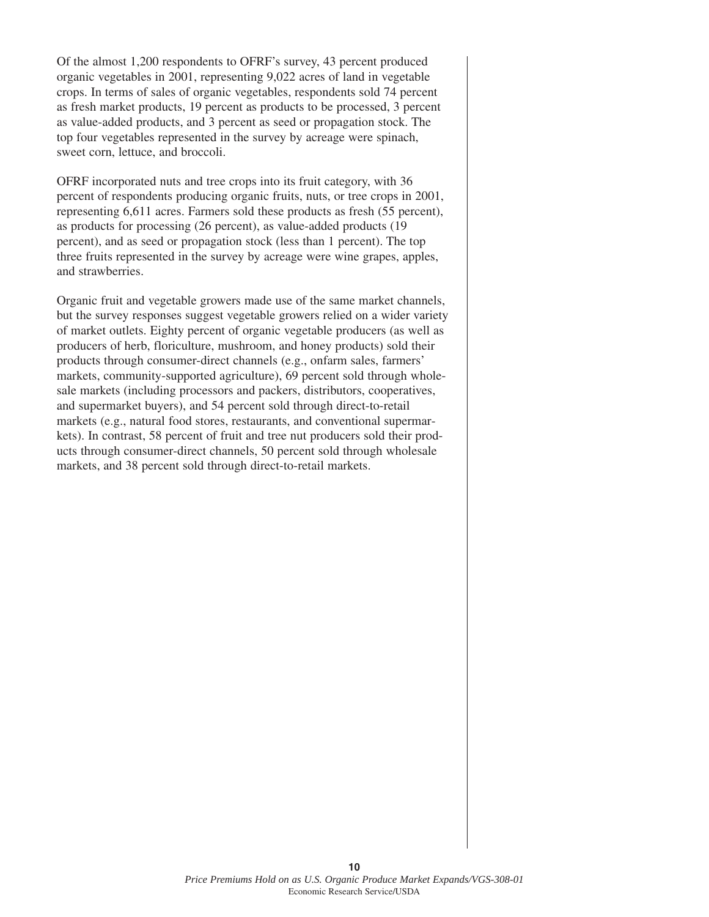Of the almost 1,200 respondents to OFRF's survey, 43 percent produced organic vegetables in 2001, representing 9,022 acres of land in vegetable crops. In terms of sales of organic vegetables, respondents sold 74 percent as fresh market products, 19 percent as products to be processed, 3 percent as value-added products, and 3 percent as seed or propagation stock. The top four vegetables represented in the survey by acreage were spinach, sweet corn, lettuce, and broccoli.

OFRF incorporated nuts and tree crops into its fruit category, with 36 percent of respondents producing organic fruits, nuts, or tree crops in 2001, representing 6,611 acres. Farmers sold these products as fresh (55 percent), as products for processing (26 percent), as value-added products (19 percent), and as seed or propagation stock (less than 1 percent). The top three fruits represented in the survey by acreage were wine grapes, apples, and strawberries.

Organic fruit and vegetable growers made use of the same market channels, but the survey responses suggest vegetable growers relied on a wider variety of market outlets. Eighty percent of organic vegetable producers (as well as producers of herb, floriculture, mushroom, and honey products) sold their products through consumer-direct channels (e.g., onfarm sales, farmers' markets, community-supported agriculture), 69 percent sold through wholesale markets (including processors and packers, distributors, cooperatives, and supermarket buyers), and 54 percent sold through direct-to-retail markets (e.g., natural food stores, restaurants, and conventional supermarkets). In contrast, 58 percent of fruit and tree nut producers sold their products through consumer-direct channels, 50 percent sold through wholesale markets, and 38 percent sold through direct-to-retail markets.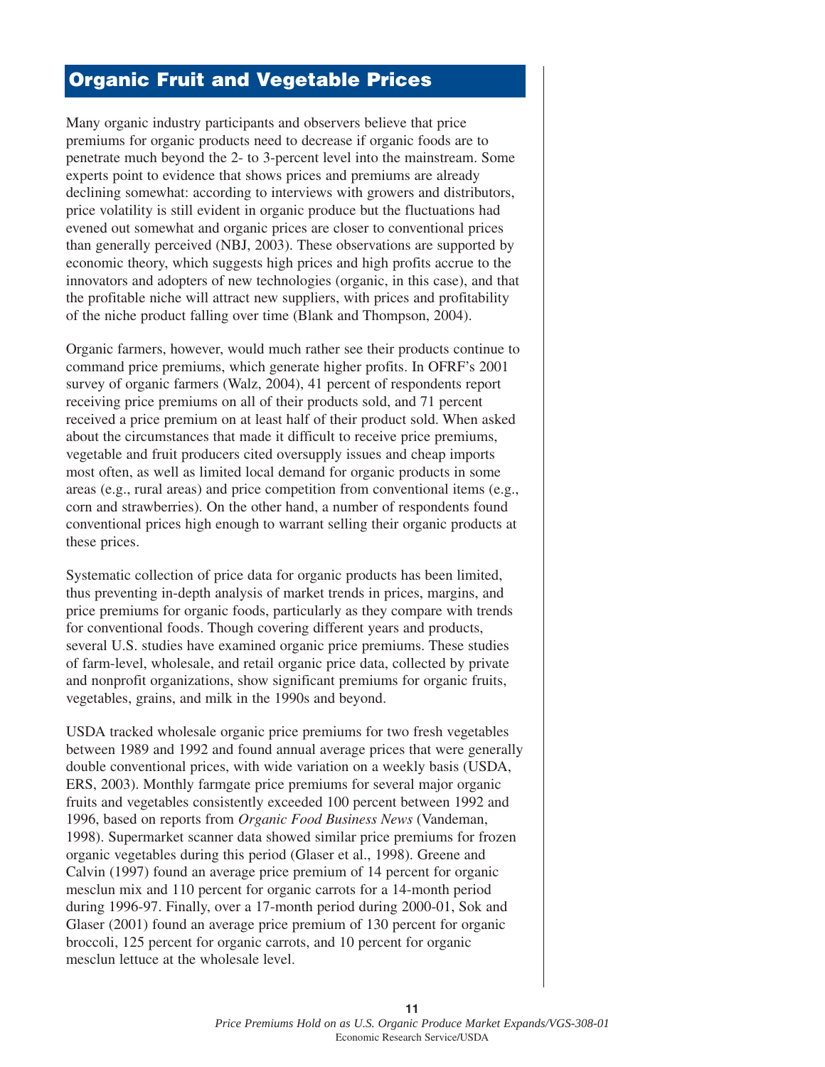## Organic Fruit and Vegetable Prices

Many organic industry participants and observers believe that price premiums for organic products need to decrease if organic foods are to penetrate much beyond the 2- to 3-percent level into the mainstream. Some experts point to evidence that shows prices and premiums are already declining somewhat: according to interviews with growers and distributors, price volatility is still evident in organic produce but the fluctuations had evened out somewhat and organic prices are closer to conventional prices than generally perceived (NBJ, 2003). These observations are supported by economic theory, which suggests high prices and high profits accrue to the innovators and adopters of new technologies (organic, in this case), and that the profitable niche will attract new suppliers, with prices and profitability of the niche product falling over time (Blank and Thompson, 2004).

Organic farmers, however, would much rather see their products continue to command price premiums, which generate higher profits. In OFRF's 2001 survey of organic farmers (Walz, 2004), 41 percent of respondents report receiving price premiums on all of their products sold, and 71 percent received a price premium on at least half of their product sold. When asked about the circumstances that made it difficult to receive price premiums, vegetable and fruit producers cited oversupply issues and cheap imports most often, as well as limited local demand for organic products in some areas (e.g., rural areas) and price competition from conventional items (e.g., corn and strawberries). On the other hand, a number of respondents found conventional prices high enough to warrant selling their organic products at these prices.

Systematic collection of price data for organic products has been limited, thus preventing in-depth analysis of market trends in prices, margins, and price premiums for organic foods, particularly as they compare with trends for conventional foods. Though covering different years and products, several U.S. studies have examined organic price premiums. These studies of farm-level, wholesale, and retail organic price data, collected by private and nonprofit organizations, show significant premiums for organic fruits, vegetables, grains, and milk in the 1990s and beyond.

USDA tracked wholesale organic price premiums for two fresh vegetables between 1989 and 1992 and found annual average prices that were generally double conventional prices, with wide variation on a weekly basis (USDA, ERS, 2003). Monthly farmgate price premiums for several major organic fruits and vegetables consistently exceeded 100 percent between 1992 and 1996, based on reports from *Organic Food Business News* (Vandeman, 1998). Supermarket scanner data showed similar price premiums for frozen organic vegetables during this period (Glaser et al., 1998). Greene and Calvin (1997) found an average price premium of 14 percent for organic mesclun mix and 110 percent for organic carrots for a 14-month period during 1996-97. Finally, over a 17-month period during 2000-01, Sok and Glaser (2001) found an average price premium of 130 percent for organic broccoli, 125 percent for organic carrots, and 10 percent for organic mesclun lettuce at the wholesale level.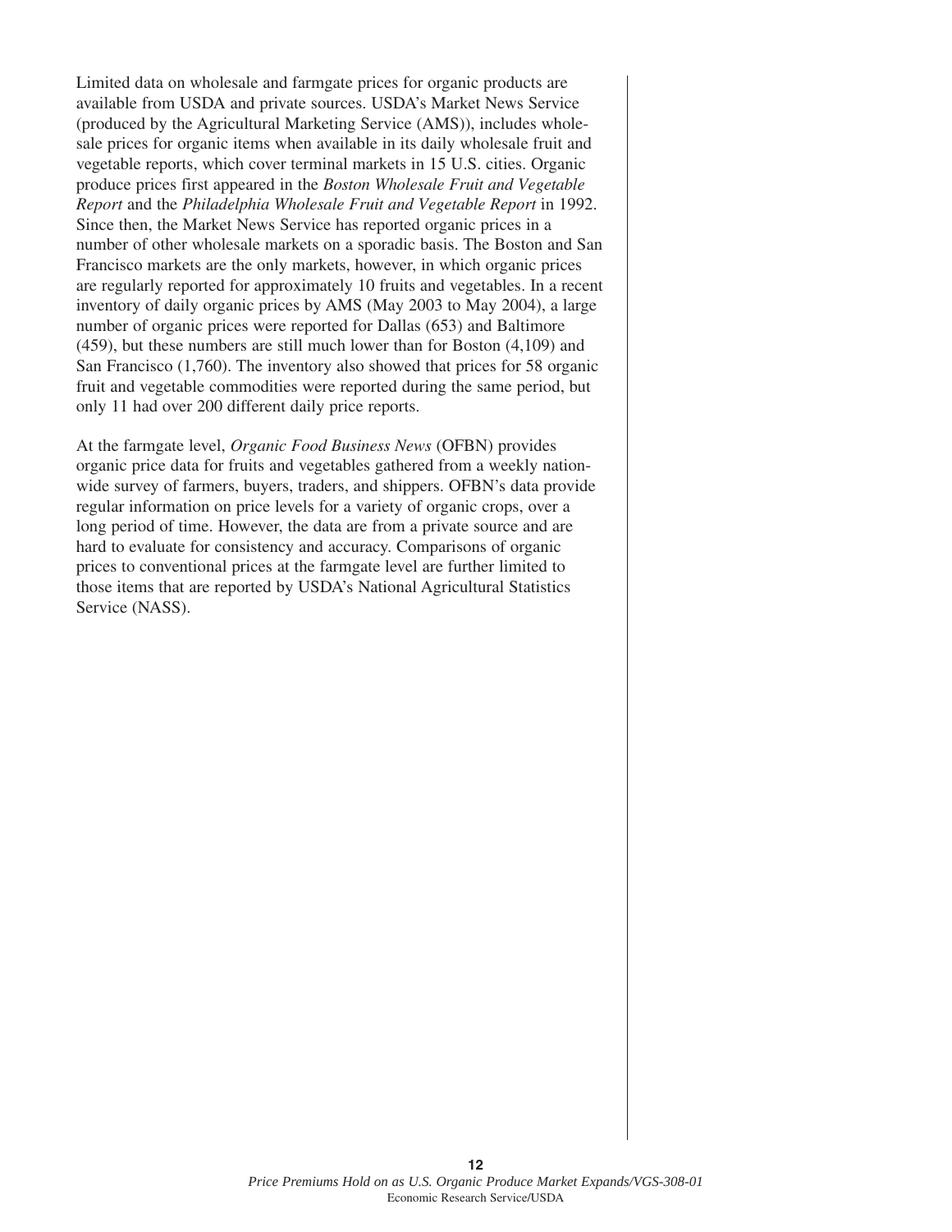Limited data on wholesale and farmgate prices for organic products are available from USDA and private sources. USDA's Market News Service (produced by the Agricultural Marketing Service (AMS)), includes wholesale prices for organic items when available in its daily wholesale fruit and vegetable reports, which cover terminal markets in 15 U.S. cities. Organic produce prices first appeared in the *Boston Wholesale Fruit and Vegetable Report* and the *Philadelphia Wholesale Fruit and Vegetable Report* in 1992. Since then, the Market News Service has reported organic prices in a number of other wholesale markets on a sporadic basis. The Boston and San Francisco markets are the only markets, however, in which organic prices are regularly reported for approximately 10 fruits and vegetables. In a recent inventory of daily organic prices by AMS (May 2003 to May 2004), a large number of organic prices were reported for Dallas (653) and Baltimore (459), but these numbers are still much lower than for Boston (4,109) and San Francisco (1,760). The inventory also showed that prices for 58 organic fruit and vegetable commodities were reported during the same period, but only 11 had over 200 different daily price reports.

At the farmgate level, *Organic Food Business News* (OFBN) provides organic price data for fruits and vegetables gathered from a weekly nationwide survey of farmers, buyers, traders, and shippers. OFBN's data provide regular information on price levels for a variety of organic crops, over a long period of time. However, the data are from a private source and are hard to evaluate for consistency and accuracy. Comparisons of organic prices to conventional prices at the farmgate level are further limited to those items that are reported by USDA's National Agricultural Statistics Service (NASS).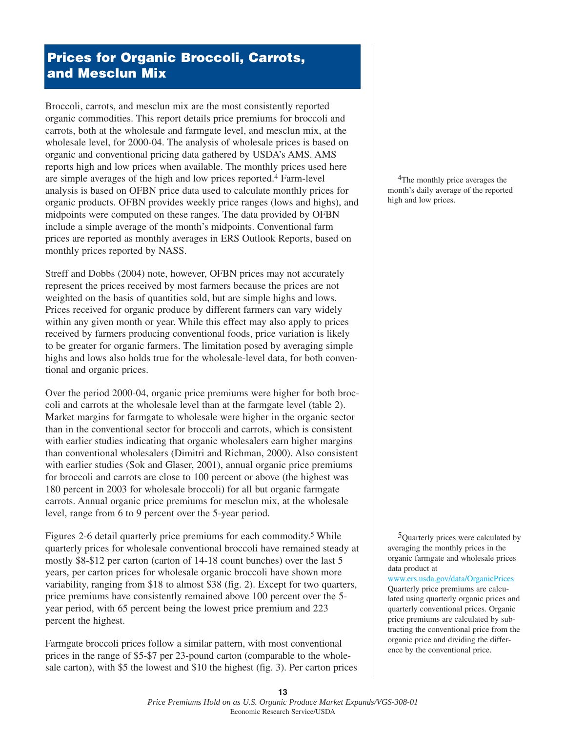## Prices for Organic Broccoli, Carrots, and Mesclun Mix

Broccoli, carrots, and mesclun mix are the most consistently reported organic commodities. This report details price premiums for broccoli and carrots, both at the wholesale and farmgate level, and mesclun mix, at the wholesale level, for 2000-04. The analysis of wholesale prices is based on organic and conventional pricing data gathered by USDA's AMS. AMS reports high and low prices when available. The monthly prices used here are simple averages of the high and low prices reported.[4] Farm-level analysis is based on OFBN price data used to calculate monthly prices for organic products. OFBN provides weekly price ranges (lows and highs), and midpoints were computed on these ranges. The data provided by OFBN include a simple average of the month's midpoints. Conventional farm prices are reported as monthly averages in ERS Outlook Reports, based on monthly prices reported by NASS.

[4]The monthly price averages the month's daily average of the reported high and low prices.

Streff and Dobbs (2004) note, however, OFBN prices may not accurately represent the prices received by most farmers because the prices are not weighted on the basis of quantities sold, but are simple highs and lows. Prices received for organic produce by different farmers can vary widely within any given month or year. While this effect may also apply to prices received by farmers producing conventional foods, price variation is likely to be greater for organic farmers. The limitation posed by averaging simple highs and lows also holds true for the wholesale-level data, for both conventional and organic prices.

Over the period 2000-04, organic price premiums were higher for both broccoli and carrots at the wholesale level than at the farmgate level (table 2). Market margins for farmgate to wholesale were higher in the organic sector than in the conventional sector for broccoli and carrots, which is consistent with earlier studies indicating that organic wholesalers earn higher margins than conventional wholesalers (Dimitri and Richman, 2000). Also consistent with earlier studies (Sok and Glaser, 2001), annual organic price premiums for broccoli and carrots are close to 100 percent or above (the highest was 180 percent in 2003 for wholesale broccoli) for all but organic farmgate carrots. Annual organic price premiums for mesclun mix, at the wholesale level, range from 6 to 9 percent over the 5-year period.

Figures 2-6 detail quarterly price premiums for each commodity.[5] While quarterly prices for wholesale conventional broccoli have remained steady at mostly $8-$12 per carton (carton of 14-18 count bunches) over the last 5 years, per carton prices for wholesale organic broccoli have shown more variability, ranging from $18 to almost $38 (fig. 2). Except for two quarters, price premiums have consistently remained above 100 percent over the 5-year period, with 65 percent being the lowest price premium and 223 percent the highest.

[5]Quarterly prices were calculated by averaging the monthly prices in the organic farmgate and wholesale prices data product at www.ers.usda.gov/data/OrganicPrices Quarterly price premiums are calculated using quarterly organic prices and quarterly conventional prices. Organic price premiums are calculated by subtracting the conventional price from the organic price and dividing the difference by the conventional price.

Farmgate broccoli prices follow a similar pattern, with most conventional prices in the range of $5-$7 per 23-pound carton (comparable to the wholesale carton), with $5 the lowest and $10 the highest (fig. 3). Per carton prices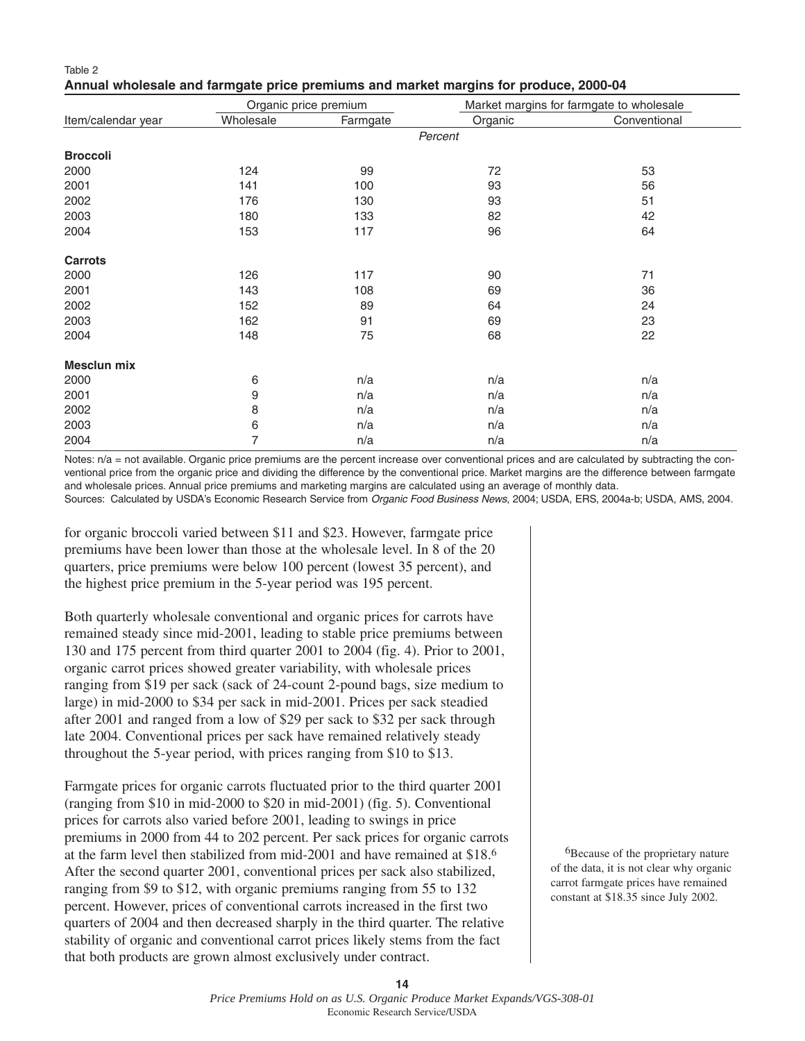Table 2
**Annual wholesale and farmgate price premiums and market margins for produce, 2000-04**

| Item/calendar year | Organic price premium | | Market margins for farmgate to wholesale | |
|---|---|---|---|---|
| | Wholesale | Farmgate | Organic | Conventional |
| | | | *Percent* | |
| **Broccoli** | | | | |
| 2000 | 124 | 99 | 72 | 53 |
| 2001 | 141 | 100 | 93 | 56 |
| 2002 | 176 | 130 | 93 | 51 |
| 2003 | 180 | 133 | 82 | 42 |
| 2004 | 153 | 117 | 96 | 64 |
| **Carrots** | | | | |
| 2000 | 126 | 117 | 90 | 71 |
| 2001 | 143 | 108 | 69 | 36 |
| 2002 | 152 | 89 | 64 | 24 |
| 2003 | 162 | 91 | 69 | 23 |
| 2004 | 148 | 75 | 68 | 22 |
| **Mesclun mix** | | | | |
| 2000 | 6 | n/a | n/a | n/a |
| 2001 | 9 | n/a | n/a | n/a |
| 2002 | 8 | n/a | n/a | n/a |
| 2003 | 6 | n/a | n/a | n/a |
| 2004 | 7 | n/a | n/a | n/a |

Notes: n/a = not available. Organic price premiums are the percent increase over conventional prices and are calculated by subtracting the conventional price from the organic price and dividing the difference by the conventional price. Market margins are the difference between farmgate and wholesale prices. Annual price premiums and marketing margins are calculated using an average of monthly data.
Sources: Calculated by USDA's Economic Research Service from *Organic Food Business News*, 2004; USDA, ERS, 2004a-b; USDA, AMS, 2004.

for organic broccoli varied between $11 and $23. However, farmgate price premiums have been lower than those at the wholesale level. In 8 of the 20 quarters, price premiums were below 100 percent (lowest 35 percent), and the highest price premium in the 5-year period was 195 percent.

Both quarterly wholesale conventional and organic prices for carrots have remained steady since mid-2001, leading to stable price premiums between 130 and 175 percent from third quarter 2001 to 2004 (fig. 4). Prior to 2001, organic carrot prices showed greater variability, with wholesale prices ranging from $19 per sack (sack of 24-count 2-pound bags, size medium to large) in mid-2000 to $34 per sack in mid-2001. Prices per sack steadied after 2001 and ranged from a low of $29 per sack to $32 per sack through late 2004. Conventional prices per sack have remained relatively steady throughout the 5-year period, with prices ranging from $10 to $13.

Farmgate prices for organic carrots fluctuated prior to the third quarter 2001 (ranging from $10 in mid-2000 to $20 in mid-2001) (fig. 5). Conventional prices for carrots also varied before 2001, leading to swings in price premiums in 2000 from 44 to 202 percent. Per sack prices for organic carrots at the farm level then stabilized from mid-2001 and have remained at $18.[6] After the second quarter 2001, conventional prices per sack also stabilized, ranging from $9 to $12, with organic premiums ranging from 55 to 132 percent. However, prices of conventional carrots increased in the first two quarters of 2004 and then decreased sharply in the third quarter. The relative stability of organic and conventional carrot prices likely stems from the fact that both products are grown almost exclusively under contract.

[6]Because of the proprietary nature of the data, it is not clear why organic carrot farmgate prices have remained constant at $18.35 since July 2002.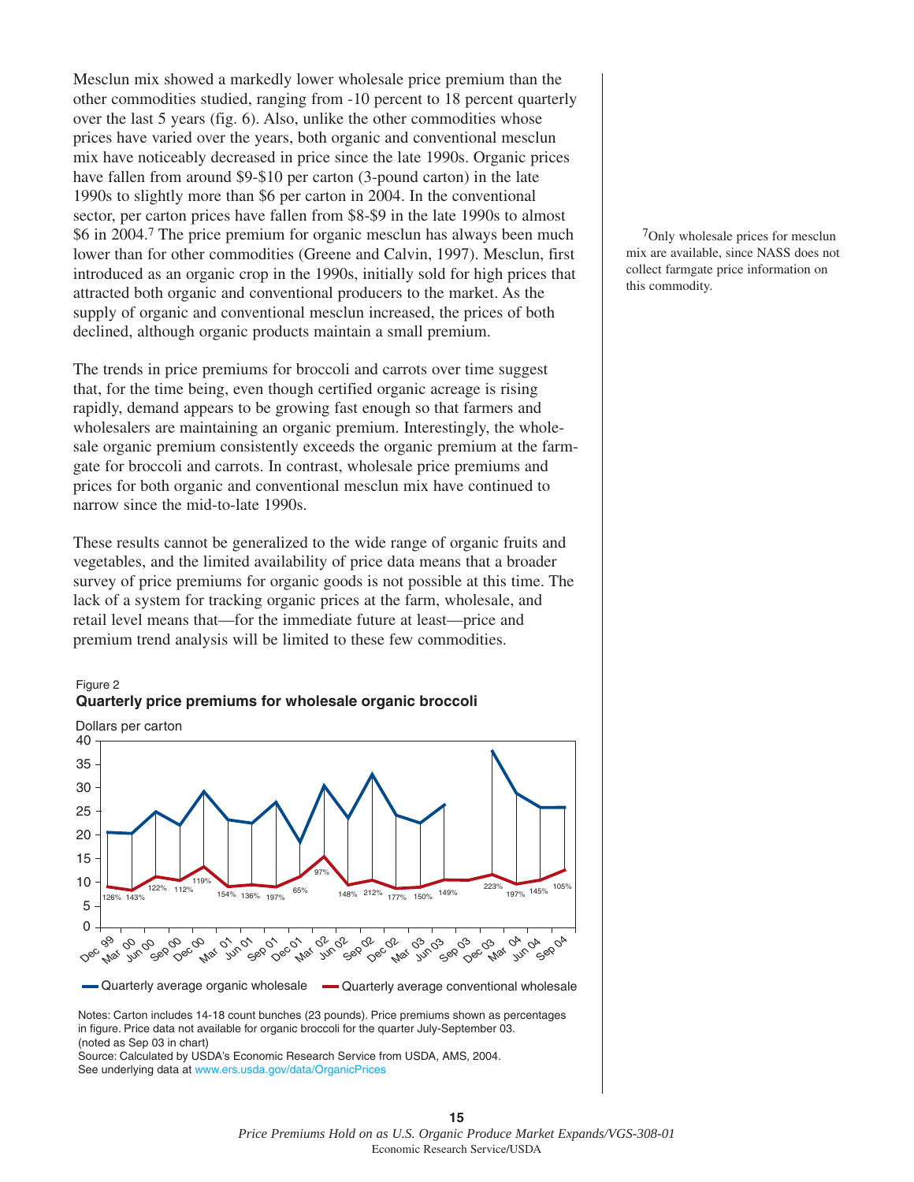Mesclun mix showed a markedly lower wholesale price premium than the other commodities studied, ranging from -10 percent to 18 percent quarterly over the last 5 years (fig. 6). Also, unlike the other commodities whose prices have varied over the years, both organic and conventional mesclun mix have noticeably decreased in price since the late 1990s. Organic prices have fallen from around $9-$10 per carton (3-pound carton) in the late 1990s to slightly more than $6 per carton in 2004. In the conventional sector, per carton prices have fallen from $8-$9 in the late 1990s to almost $6 in 2004.[7] The price premium for organic mesclun has always been much lower than for other commodities (Greene and Calvin, 1997). Mesclun, first introduced as an organic crop in the 1990s, initially sold for high prices that attracted both organic and conventional producers to the market. As the supply of organic and conventional mesclun increased, the prices of both declined, although organic products maintain a small premium.

The trends in price premiums for broccoli and carrots over time suggest that, for the time being, even though certified organic acreage is rising rapidly, demand appears to be growing fast enough so that farmers and wholesalers are maintaining an organic premium. Interestingly, the wholesale organic premium consistently exceeds the organic premium at the farmgate for broccoli and carrots. In contrast, wholesale price premiums and prices for both organic and conventional mesclun mix have continued to narrow since the mid-to-late 1990s.

These results cannot be generalized to the wide range of organic fruits and vegetables, and the limited availability of price data means that a broader survey of price premiums for organic goods is not possible at this time. The lack of a system for tracking organic prices at the farm, wholesale, and retail level means that—for the immediate future at least—price and premium trend analysis will be limited to these few commodities.

[7]Only wholesale prices for mesclun mix are available, since NASS does not collect farmgate price information on this commodity.

Figure 2
**Quarterly price premiums for wholesale organic broccoli**

Dollars per carton

| Quarter | Price premium |
|---|---|
| Dec 99 | 126% |
| Mar 00 | 143% |
| Jun 00 | 122% |
| Sep 00 | 112% |
| Dec 00 | 119% |
| Mar 01 | 154% |
| Jun 01 | 136% |
| Sep 01 | 197% |
| Dec 01 | 65% |
| Mar 02 | 97% |
| Jun 02 | 148% |
| Sep 02 | 212% |
| Dec 02 | 177% |
| Mar 03 | 150% |
| Jun 03 | 149% |
| Sep 03 | |
| Dec 03 | 223% |
| Mar 04 | 197% |
| Jun 04 | 145% |
| Sep 04 | 105% |

Quarterly average organic wholesale — Quarterly average conventional wholesale

Notes: Carton includes 14-18 count bunches (23 pounds). Price premiums shown as percentages in figure. Price data not available for organic broccoli for the quarter July-September 03. (noted as Sep 03 in chart)
Source: Calculated by USDA's Economic Research Service from USDA, AMS, 2004.
See underlying data at www.ers.usda.gov/data/OrganicPrices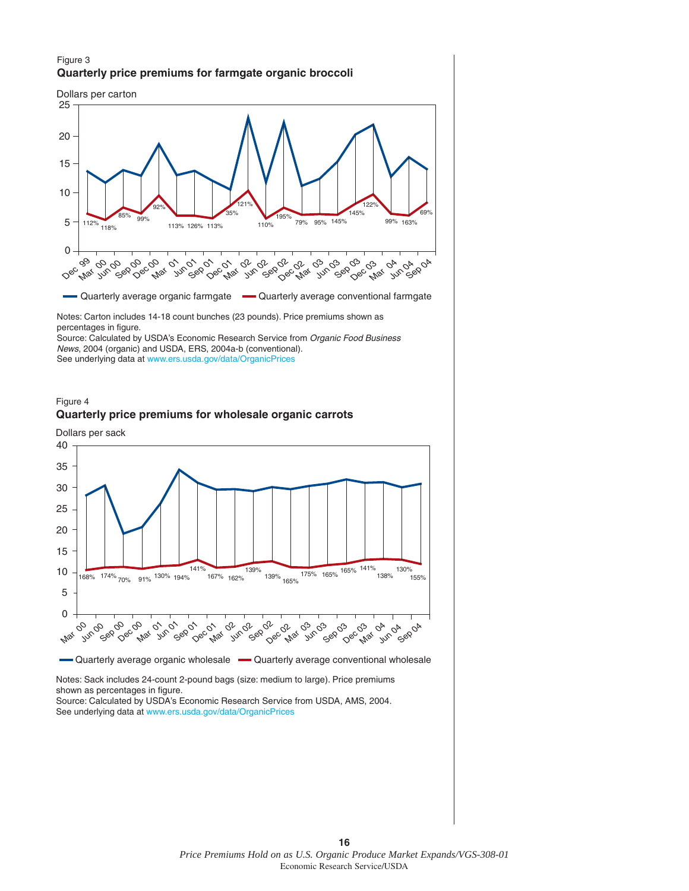Figure 3

**Quarterly price premiums for farmgate organic broccoli**

Notes: Carton includes 14-18 count bunches (23 pounds). Price premiums shown as percentages in figure.
Source: Calculated by USDA's Economic Research Service from *Organic Food Business News*, 2004 (organic) and USDA, ERS, 2004a-b (conventional).
See underlying data at www.ers.usda.gov/data/OrganicPrices

Figure 4

**Quarterly price premiums for wholesale organic carrots**

Notes: Sack includes 24-count 2-pound bags (size: medium to large). Price premiums shown as percentages in figure.
Source: Calculated by USDA's Economic Research Service from USDA, AMS, 2004.
See underlying data at www.ers.usda.gov/data/OrganicPrices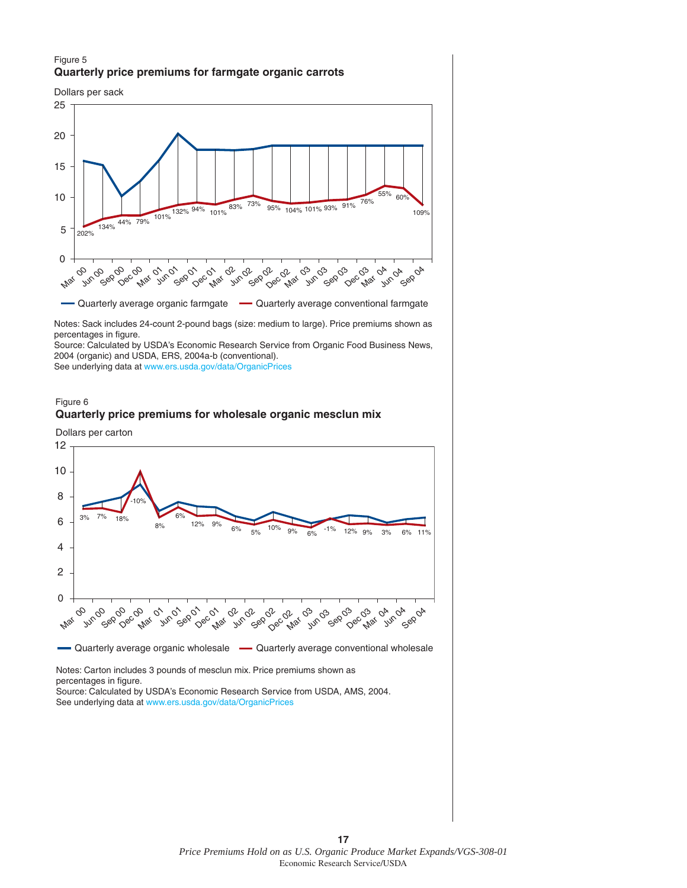Figure 5

**Quarterly price premiums for farmgate organic carrots**

Dollars per sack

Quarterly average organic farmgate — Quarterly average conventional farmgate

Notes: Sack includes 24-count 2-pound bags (size: medium to large). Price premiums shown as percentages in figure.

Source: Calculated by USDA's Economic Research Service from Organic Food Business News, 2004 (organic) and USDA, ERS, 2004a-b (conventional).

See underlying data at www.ers.usda.gov/data/OrganicPrices

Figure 6

**Quarterly price premiums for wholesale organic mesclun mix**

Dollars per carton

Quarterly average organic wholesale — Quarterly average conventional wholesale

Notes: Carton includes 3 pounds of mesclun mix. Price premiums shown as percentages in figure.

Source: Calculated by USDA's Economic Research Service from USDA, AMS, 2004.

See underlying data at www.ers.usda.gov/data/OrganicPrices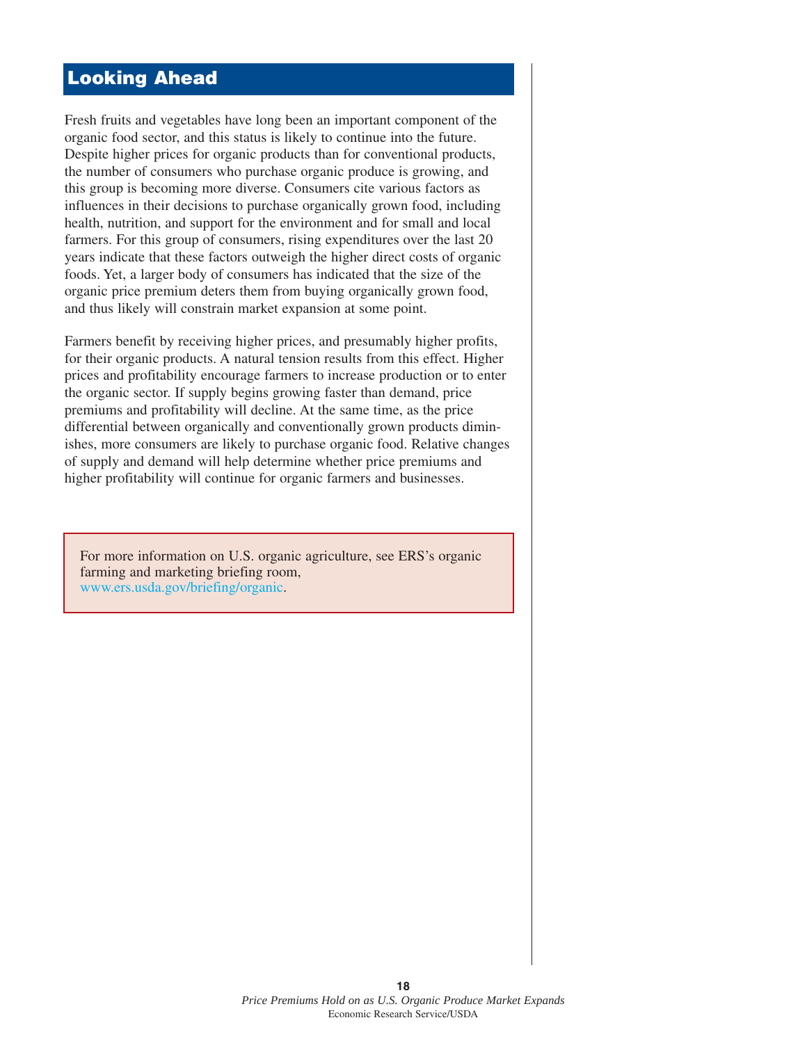## Looking Ahead

Fresh fruits and vegetables have long been an important component of the organic food sector, and this status is likely to continue into the future. Despite higher prices for organic products than for conventional products, the number of consumers who purchase organic produce is growing, and this group is becoming more diverse. Consumers cite various factors as influences in their decisions to purchase organically grown food, including health, nutrition, and support for the environment and for small and local farmers. For this group of consumers, rising expenditures over the last 20 years indicate that these factors outweigh the higher direct costs of organic foods. Yet, a larger body of consumers has indicated that the size of the organic price premium deters them from buying organically grown food, and thus likely will constrain market expansion at some point.

Farmers benefit by receiving higher prices, and presumably higher profits, for their organic products. A natural tension results from this effect. Higher prices and profitability encourage farmers to increase production or to enter the organic sector. If supply begins growing faster than demand, price premiums and profitability will decline. At the same time, as the price differential between organically and conventionally grown products diminishes, more consumers are likely to purchase organic food. Relative changes of supply and demand will help determine whether price premiums and higher profitability will continue for organic farmers and businesses.

For more information on U.S. organic agriculture, see ERS's organic farming and marketing briefing room, www.ers.usda.gov/briefing/organic.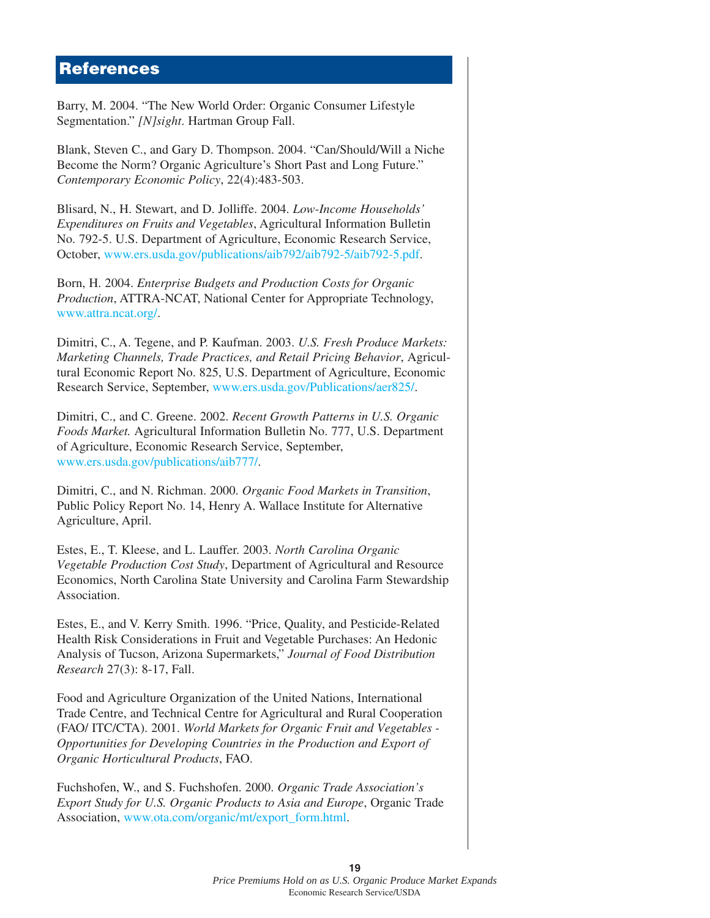# References

Barry, M. 2004. "The New World Order: Organic Consumer Lifestyle Segmentation." *[N]sight*. Hartman Group Fall.

Blank, Steven C., and Gary D. Thompson. 2004. "Can/Should/Will a Niche Become the Norm? Organic Agriculture's Short Past and Long Future." *Contemporary Economic Policy*, 22(4):483-503.

Blisard, N., H. Stewart, and D. Jolliffe. 2004. *Low-Income Households' Expenditures on Fruits and Vegetables*, Agricultural Information Bulletin No. 792-5. U.S. Department of Agriculture, Economic Research Service, October, www.ers.usda.gov/publications/aib792/aib792-5/aib792-5.pdf.

Born, H. 2004. *Enterprise Budgets and Production Costs for Organic Production*, ATTRA-NCAT, National Center for Appropriate Technology, www.attra.ncat.org/.

Dimitri, C., A. Tegene, and P. Kaufman. 2003. *U.S. Fresh Produce Markets: Marketing Channels, Trade Practices, and Retail Pricing Behavior*, Agricultural Economic Report No. 825, U.S. Department of Agriculture, Economic Research Service, September, www.ers.usda.gov/Publications/aer825/.

Dimitri, C., and C. Greene. 2002. *Recent Growth Patterns in U.S. Organic Foods Market.* Agricultural Information Bulletin No. 777, U.S. Department of Agriculture, Economic Research Service, September, www.ers.usda.gov/publications/aib777/.

Dimitri, C., and N. Richman. 2000. *Organic Food Markets in Transition*, Public Policy Report No. 14, Henry A. Wallace Institute for Alternative Agriculture, April.

Estes, E., T. Kleese, and L. Lauffer. 2003. *North Carolina Organic Vegetable Production Cost Study*, Department of Agricultural and Resource Economics, North Carolina State University and Carolina Farm Stewardship Association.

Estes, E., and V. Kerry Smith. 1996. "Price, Quality, and Pesticide-Related Health Risk Considerations in Fruit and Vegetable Purchases: An Hedonic Analysis of Tucson, Arizona Supermarkets," *Journal of Food Distribution Research* 27(3): 8-17, Fall.

Food and Agriculture Organization of the United Nations, International Trade Centre, and Technical Centre for Agricultural and Rural Cooperation (FAO/ ITC/CTA). 2001. *World Markets for Organic Fruit and Vegetables - Opportunities for Developing Countries in the Production and Export of Organic Horticultural Products*, FAO.

Fuchshofen, W., and S. Fuchshofen. 2000. *Organic Trade Association's Export Study for U.S. Organic Products to Asia and Europe*, Organic Trade Association, www.ota.com/organic/mt/export_form.html.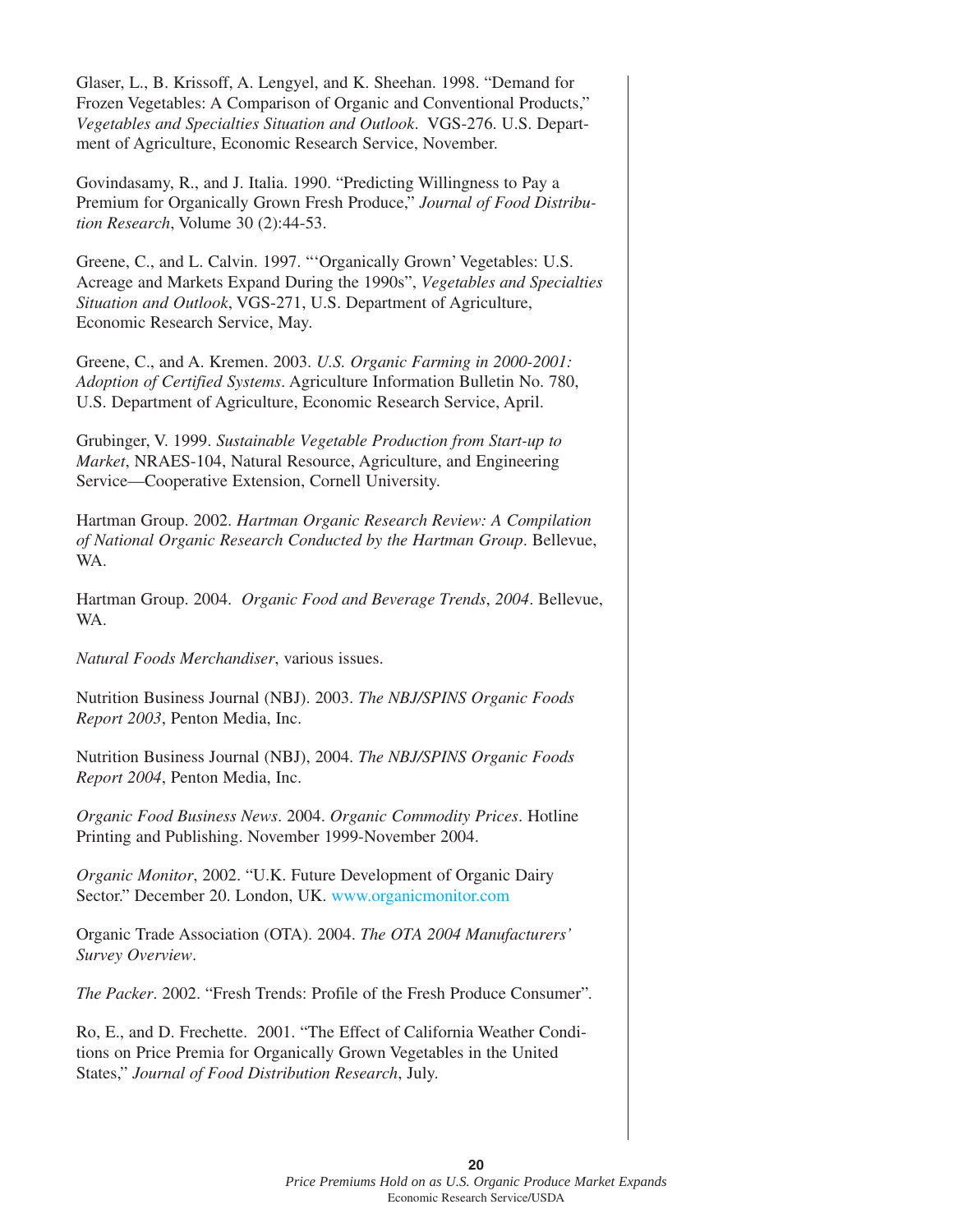Glaser, L., B. Krissoff, A. Lengyel, and K. Sheehan. 1998. "Demand for Frozen Vegetables: A Comparison of Organic and Conventional Products," *Vegetables and Specialties Situation and Outlook*. VGS-276. U.S. Department of Agriculture, Economic Research Service, November.

Govindasamy, R., and J. Italia. 1990. "Predicting Willingness to Pay a Premium for Organically Grown Fresh Produce," *Journal of Food Distribution Research*, Volume 30 (2):44-53.

Greene, C., and L. Calvin. 1997. "'Organically Grown' Vegetables: U.S. Acreage and Markets Expand During the 1990s", *Vegetables and Specialties Situation and Outlook*, VGS-271, U.S. Department of Agriculture, Economic Research Service, May.

Greene, C., and A. Kremen. 2003. *U.S. Organic Farming in 2000-2001: Adoption of Certified Systems*. Agriculture Information Bulletin No. 780, U.S. Department of Agriculture, Economic Research Service, April.

Grubinger, V. 1999. *Sustainable Vegetable Production from Start-up to Market*, NRAES-104, Natural Resource, Agriculture, and Engineering Service—Cooperative Extension, Cornell University.

Hartman Group. 2002. *Hartman Organic Research Review: A Compilation of National Organic Research Conducted by the Hartman Group*. Bellevue, WA.

Hartman Group. 2004. *Organic Food and Beverage Trends*, *2004*. Bellevue, WA.

*Natural Foods Merchandiser*, various issues.

Nutrition Business Journal (NBJ). 2003. *The NBJ/SPINS Organic Foods Report 2003*, Penton Media, Inc.

Nutrition Business Journal (NBJ), 2004. *The NBJ/SPINS Organic Foods Report 2004*, Penton Media, Inc.

*Organic Food Business News*. 2004. *Organic Commodity Prices*. Hotline Printing and Publishing. November 1999-November 2004.

*Organic Monitor*, 2002. "U.K. Future Development of Organic Dairy Sector." December 20. London, UK. www.organicmonitor.com

Organic Trade Association (OTA). 2004. *The OTA 2004 Manufacturers' Survey Overview*.

*The Packer*. 2002. "Fresh Trends: Profile of the Fresh Produce Consumer".

Ro, E., and D. Frechette. 2001. "The Effect of California Weather Conditions on Price Premia for Organically Grown Vegetables in the United States," *Journal of Food Distribution Research*, July.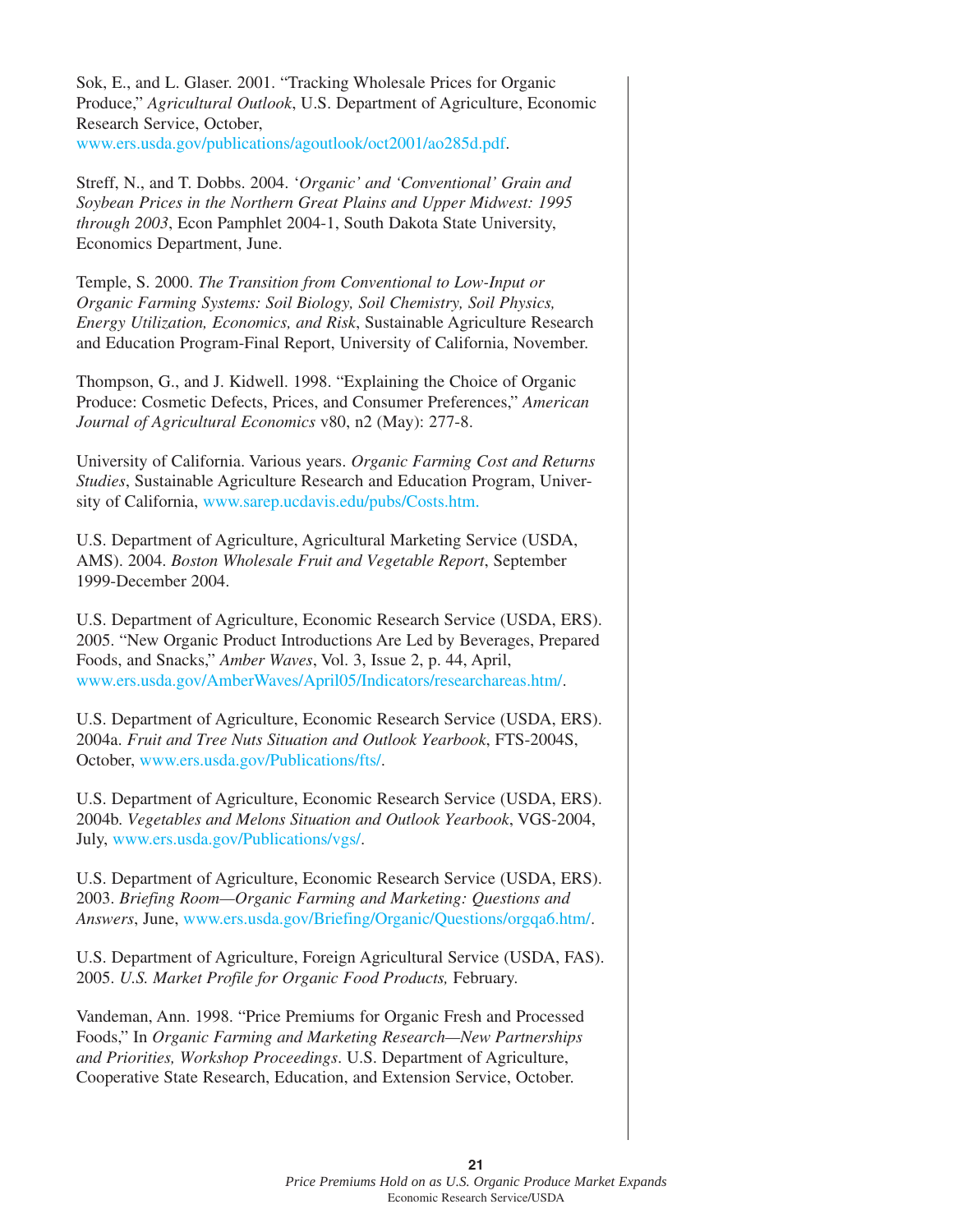Sok, E., and L. Glaser. 2001. "Tracking Wholesale Prices for Organic Produce," *Agricultural Outlook*, U.S. Department of Agriculture, Economic Research Service, October, www.ers.usda.gov/publications/agoutlook/oct2001/ao285d.pdf.

Streff, N., and T. Dobbs. 2004. '*Organic' and 'Conventional' Grain and Soybean Prices in the Northern Great Plains and Upper Midwest: 1995 through 2003*, Econ Pamphlet 2004-1, South Dakota State University, Economics Department, June.

Temple, S. 2000. *The Transition from Conventional to Low-Input or Organic Farming Systems: Soil Biology, Soil Chemistry, Soil Physics, Energy Utilization, Economics, and Risk*, Sustainable Agriculture Research and Education Program-Final Report, University of California, November.

Thompson, G., and J. Kidwell. 1998. "Explaining the Choice of Organic Produce: Cosmetic Defects, Prices, and Consumer Preferences," *American Journal of Agricultural Economics* v80, n2 (May): 277-8.

University of California. Various years. *Organic Farming Cost and Returns Studies*, Sustainable Agriculture Research and Education Program, University of California, www.sarep.ucdavis.edu/pubs/Costs.htm.

U.S. Department of Agriculture, Agricultural Marketing Service (USDA, AMS). 2004. *Boston Wholesale Fruit and Vegetable Report*, September 1999-December 2004.

U.S. Department of Agriculture, Economic Research Service (USDA, ERS). 2005. "New Organic Product Introductions Are Led by Beverages, Prepared Foods, and Snacks," *Amber Waves*, Vol. 3, Issue 2, p. 44, April, www.ers.usda.gov/AmberWaves/April05/Indicators/researchareas.htm/.

U.S. Department of Agriculture, Economic Research Service (USDA, ERS). 2004a. *Fruit and Tree Nuts Situation and Outlook Yearbook*, FTS-2004S, October, www.ers.usda.gov/Publications/fts/.

U.S. Department of Agriculture, Economic Research Service (USDA, ERS). 2004b. *Vegetables and Melons Situation and Outlook Yearbook*, VGS-2004, July, www.ers.usda.gov/Publications/vgs/.

U.S. Department of Agriculture, Economic Research Service (USDA, ERS). 2003. *Briefing Room—Organic Farming and Marketing: Questions and Answers*, June, www.ers.usda.gov/Briefing/Organic/Questions/orgqa6.htm/.

U.S. Department of Agriculture, Foreign Agricultural Service (USDA, FAS). 2005. *U.S. Market Profile for Organic Food Products,* February.

Vandeman, Ann. 1998. "Price Premiums for Organic Fresh and Processed Foods," In *Organic Farming and Marketing Research—New Partnerships and Priorities, Workshop Proceedings*. U.S. Department of Agriculture, Cooperative State Research, Education, and Extension Service, October.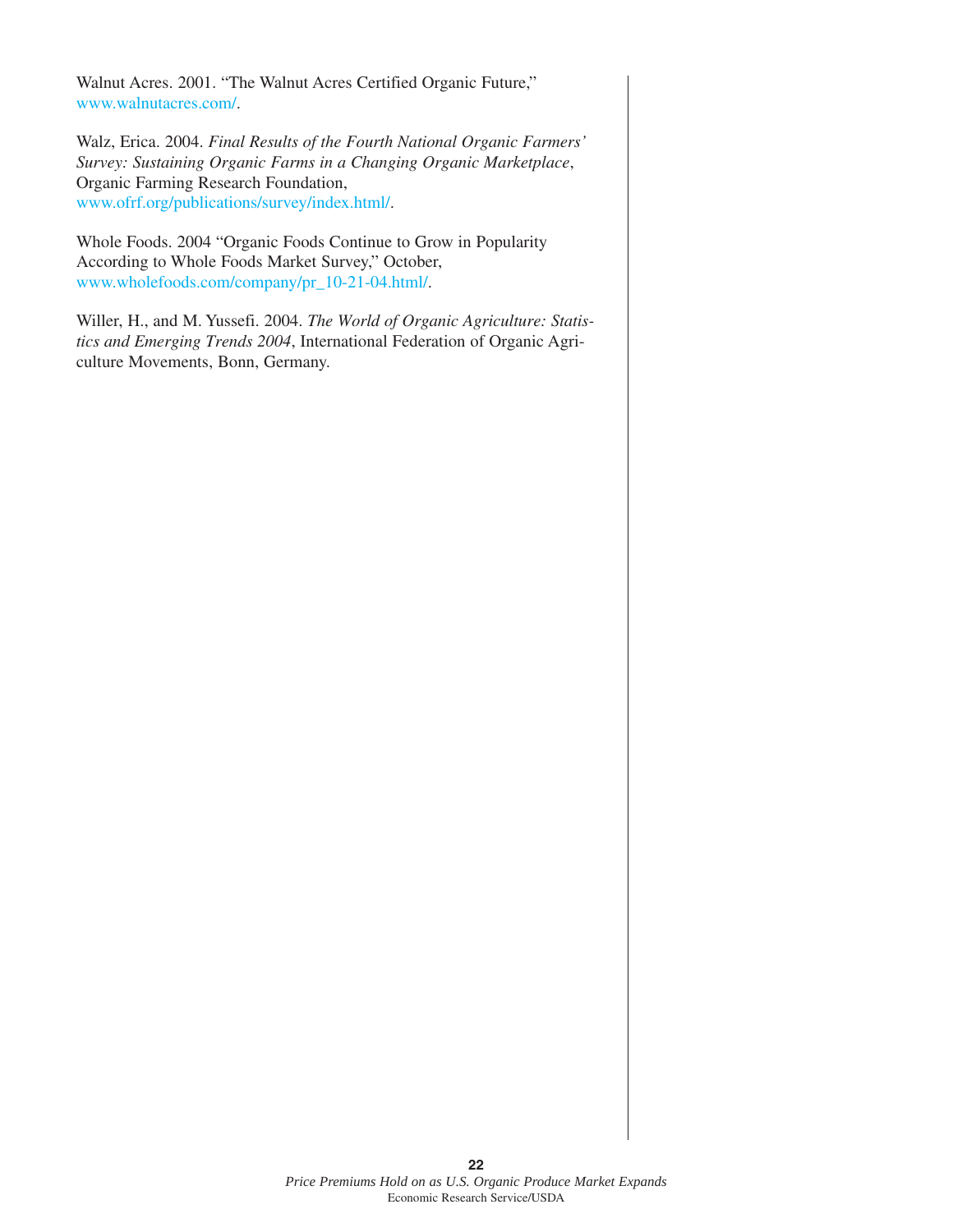Walnut Acres. 2001. "The Walnut Acres Certified Organic Future," www.walnutacres.com/.

Walz, Erica. 2004. *Final Results of the Fourth National Organic Farmers' Survey: Sustaining Organic Farms in a Changing Organic Marketplace*, Organic Farming Research Foundation, www.ofrf.org/publications/survey/index.html/.

Whole Foods. 2004 "Organic Foods Continue to Grow in Popularity According to Whole Foods Market Survey," October, www.wholefoods.com/company/pr_10-21-04.html/.

Willer, H., and M. Yussefi. 2004. *The World of Organic Agriculture: Statistics and Emerging Trends 2004*, International Federation of Organic Agriculture Movements, Bonn, Germany.